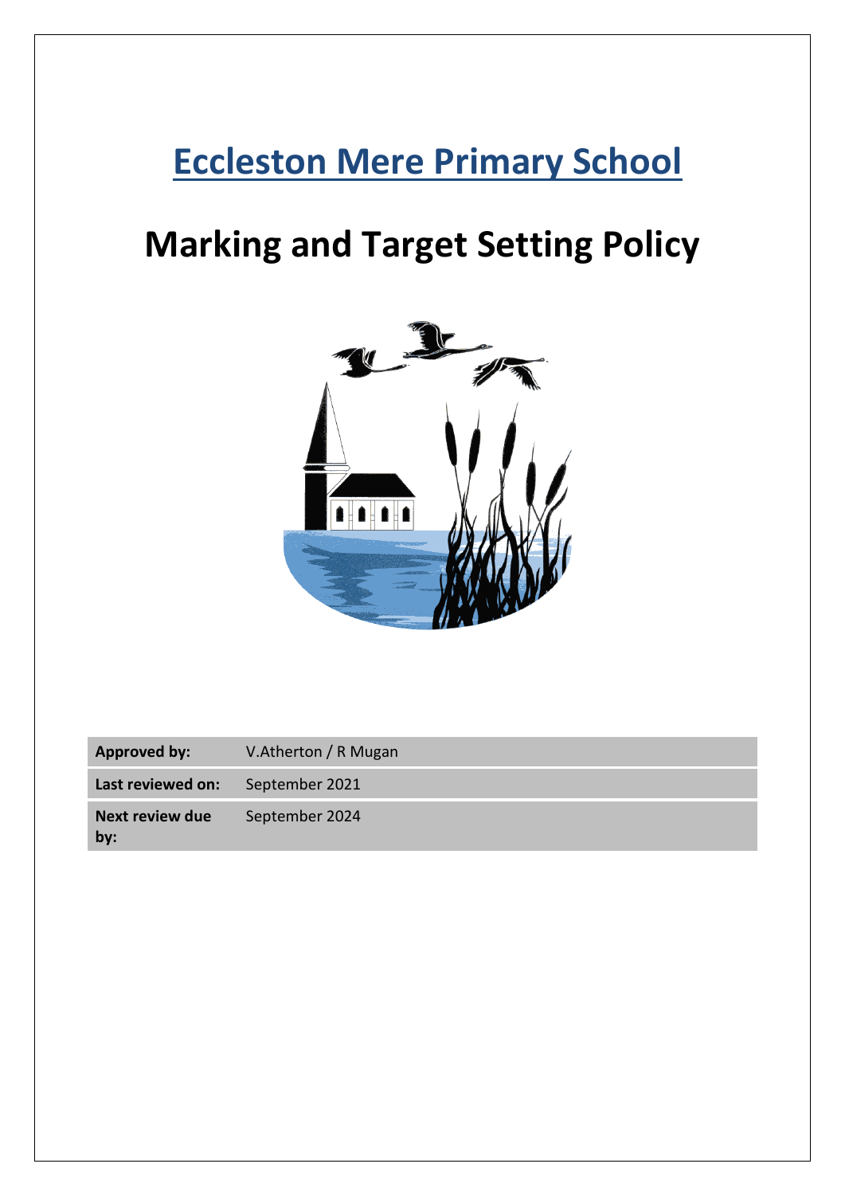# Eccleston Mere Primary School

# Marking and Target Setting Policy

| **Approved by:** | V.Atherton / R Mugan |
|---|---|
| **Last reviewed on:** | September 2021 |
| **Next review due by:** | September 2024 |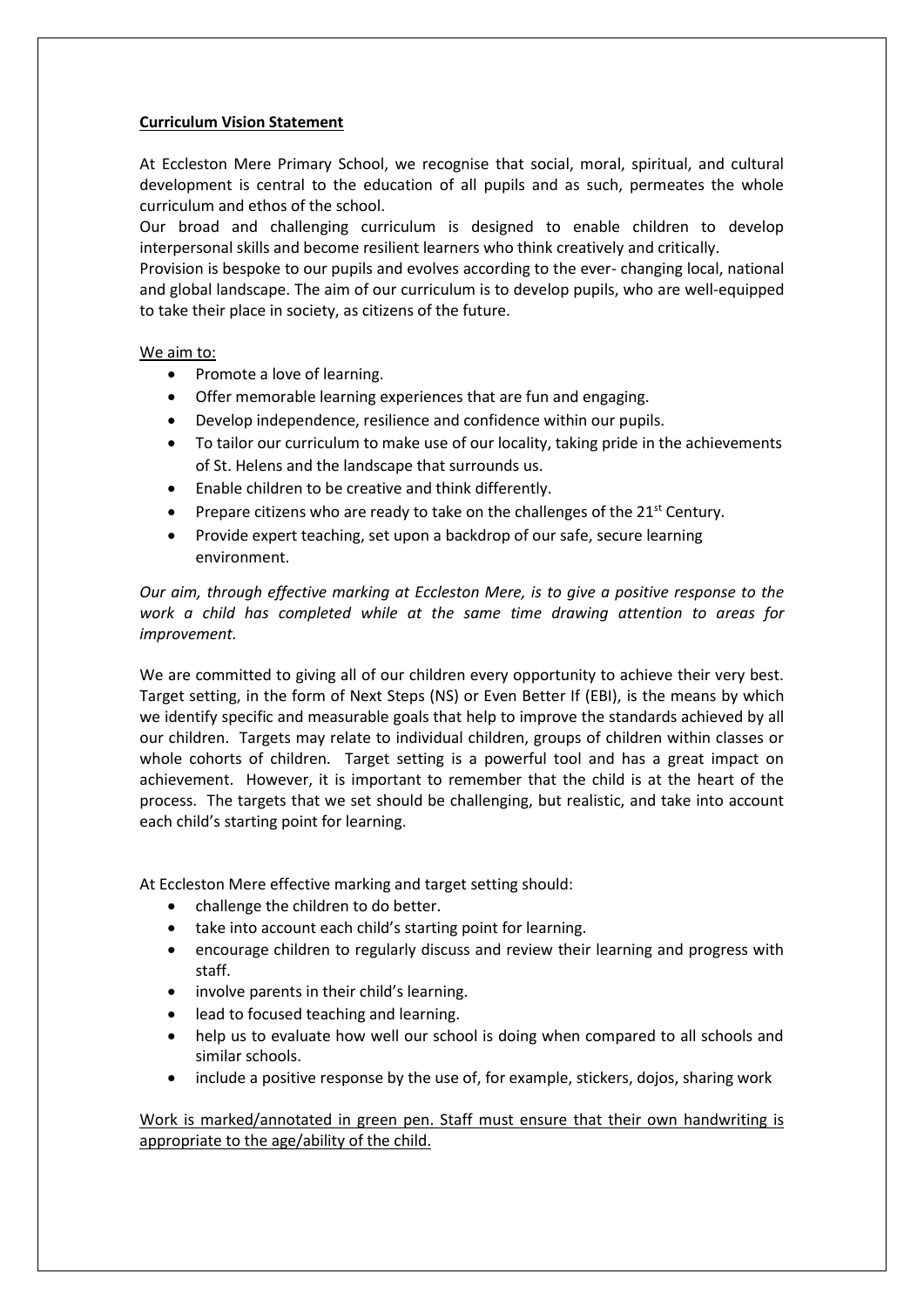**Curriculum Vision Statement**

At Eccleston Mere Primary School, we recognise that social, moral, spiritual, and cultural development is central to the education of all pupils and as such, permeates the whole curriculum and ethos of the school.

Our broad and challenging curriculum is designed to enable children to develop interpersonal skills and become resilient learners who think creatively and critically.

Provision is bespoke to our pupils and evolves according to the ever- changing local, national and global landscape. The aim of our curriculum is to develop pupils, who are well-equipped to take their place in society, as citizens of the future.

We aim to:

- Promote a love of learning.
- Offer memorable learning experiences that are fun and engaging.
- Develop independence, resilience and confidence within our pupils.
- To tailor our curriculum to make use of our locality, taking pride in the achievements of St. Helens and the landscape that surrounds us.
- Enable children to be creative and think differently.
- Prepare citizens who are ready to take on the challenges of the 21st Century.
- Provide expert teaching, set upon a backdrop of our safe, secure learning environment.

*Our aim, through effective marking at Eccleston Mere, is to give a positive response to the work a child has completed while at the same time drawing attention to areas for improvement.*

We are committed to giving all of our children every opportunity to achieve their very best. Target setting, in the form of Next Steps (NS) or Even Better If (EBI), is the means by which we identify specific and measurable goals that help to improve the standards achieved by all our children. Targets may relate to individual children, groups of children within classes or whole cohorts of children. Target setting is a powerful tool and has a great impact on achievement. However, it is important to remember that the child is at the heart of the process. The targets that we set should be challenging, but realistic, and take into account each child's starting point for learning.

At Eccleston Mere effective marking and target setting should:

- challenge the children to do better.
- take into account each child's starting point for learning.
- encourage children to regularly discuss and review their learning and progress with staff.
- involve parents in their child's learning.
- lead to focused teaching and learning.
- help us to evaluate how well our school is doing when compared to all schools and similar schools.
- include a positive response by the use of, for example, stickers, dojos, sharing work

Work is marked/annotated in green pen. Staff must ensure that their own handwriting is appropriate to the age/ability of the child.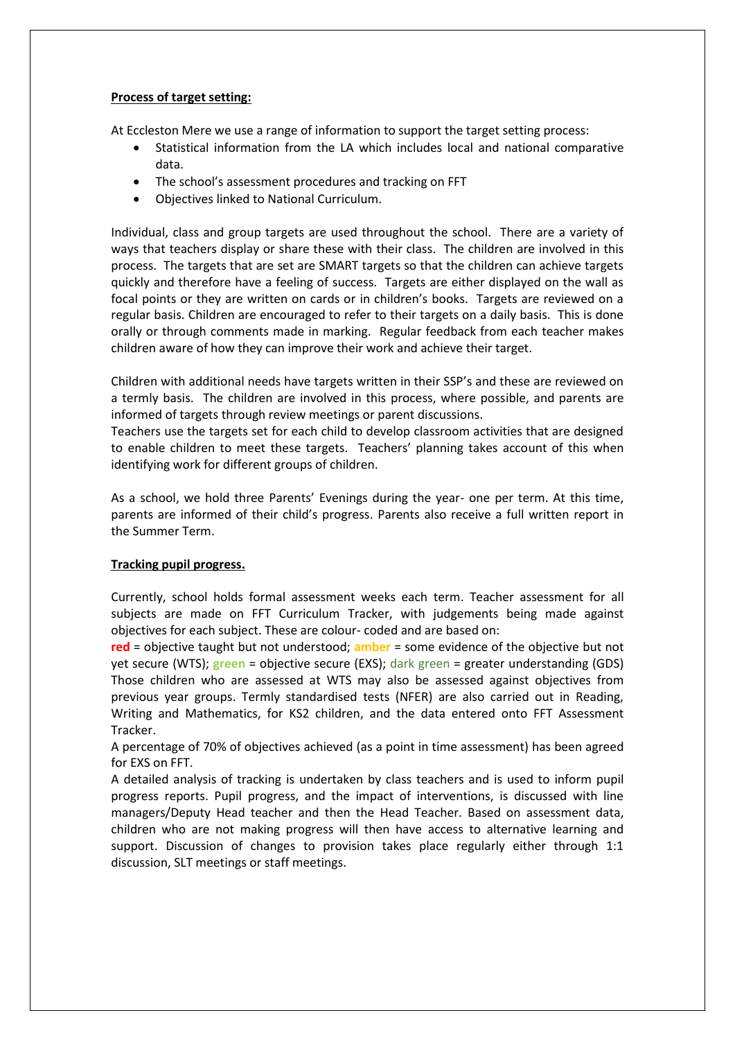**Process of target setting:**

At Eccleston Mere we use a range of information to support the target setting process:

- Statistical information from the LA which includes local and national comparative data.
- The school's assessment procedures and tracking on FFT
- Objectives linked to National Curriculum.

Individual, class and group targets are used throughout the school. There are a variety of ways that teachers display or share these with their class. The children are involved in this process. The targets that are set are SMART targets so that the children can achieve targets quickly and therefore have a feeling of success. Targets are either displayed on the wall as focal points or they are written on cards or in children's books. Targets are reviewed on a regular basis. Children are encouraged to refer to their targets on a daily basis. This is done orally or through comments made in marking. Regular feedback from each teacher makes children aware of how they can improve their work and achieve their target.

Children with additional needs have targets written in their SSP's and these are reviewed on a termly basis. The children are involved in this process, where possible, and parents are informed of targets through review meetings or parent discussions.

Teachers use the targets set for each child to develop classroom activities that are designed to enable children to meet these targets. Teachers' planning takes account of this when identifying work for different groups of children.

As a school, we hold three Parents' Evenings during the year- one per term. At this time, parents are informed of their child's progress. Parents also receive a full written report in the Summer Term.

**Tracking pupil progress.**

Currently, school holds formal assessment weeks each term. Teacher assessment for all subjects are made on FFT Curriculum Tracker, with judgements being made against objectives for each subject. These are colour- coded and are based on:

**red** = objective taught but not understood; **amber** = some evidence of the objective but not yet secure (WTS); **green** = objective secure (EXS); dark green = greater understanding (GDS)

Those children who are assessed at WTS may also be assessed against objectives from previous year groups. Termly standardised tests (NFER) are also carried out in Reading, Writing and Mathematics, for KS2 children, and the data entered onto FFT Assessment Tracker.

A percentage of 70% of objectives achieved (as a point in time assessment) has been agreed for EXS on FFT.

A detailed analysis of tracking is undertaken by class teachers and is used to inform pupil progress reports. Pupil progress, and the impact of interventions, is discussed with line managers/Deputy Head teacher and then the Head Teacher. Based on assessment data, children who are not making progress will then have access to alternative learning and support. Discussion of changes to provision takes place regularly either through 1:1 discussion, SLT meetings or staff meetings.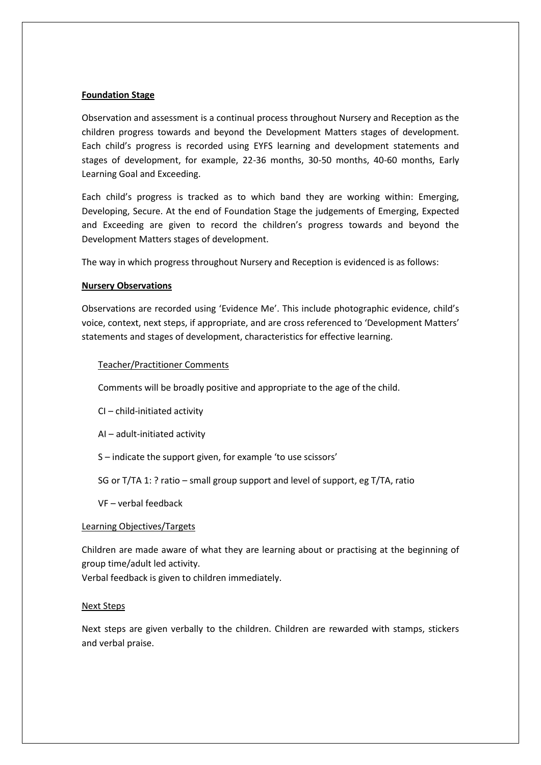**Foundation Stage**

Observation and assessment is a continual process throughout Nursery and Reception as the children progress towards and beyond the Development Matters stages of development. Each child's progress is recorded using EYFS learning and development statements and stages of development, for example, 22-36 months, 30-50 months, 40-60 months, Early Learning Goal and Exceeding.

Each child's progress is tracked as to which band they are working within: Emerging, Developing, Secure. At the end of Foundation Stage the judgements of Emerging, Expected and Exceeding are given to record the children's progress towards and beyond the Development Matters stages of development.

The way in which progress throughout Nursery and Reception is evidenced is as follows:

**Nursery Observations**

Observations are recorded using 'Evidence Me'. This include photographic evidence, child's voice, context, next steps, if appropriate, and are cross referenced to 'Development Matters' statements and stages of development, characteristics for effective learning.

Teacher/Practitioner Comments

Comments will be broadly positive and appropriate to the age of the child.

CI – child-initiated activity

AI – adult-initiated activity

S – indicate the support given, for example 'to use scissors'

SG or T/TA 1: ? ratio – small group support and level of support, eg T/TA, ratio

VF – verbal feedback

Learning Objectives/Targets

Children are made aware of what they are learning about or practising at the beginning of group time/adult led activity.
Verbal feedback is given to children immediately.

Next Steps

Next steps are given verbally to the children. Children are rewarded with stamps, stickers and verbal praise.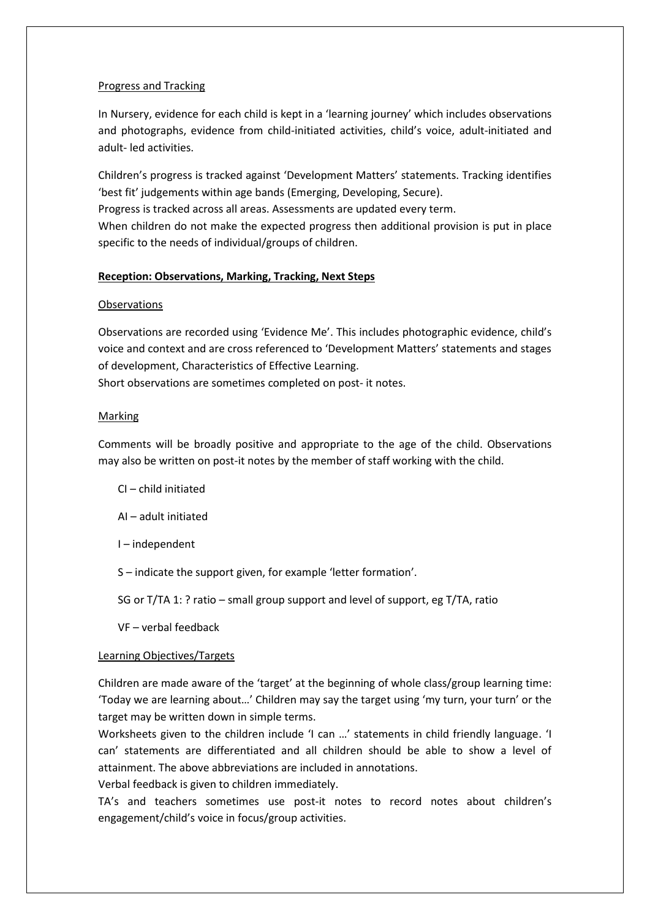Progress and Tracking

In Nursery, evidence for each child is kept in a 'learning journey' which includes observations and photographs, evidence from child-initiated activities, child's voice, adult-initiated and adult- led activities.

Children's progress is tracked against 'Development Matters' statements. Tracking identifies 'best fit' judgements within age bands (Emerging, Developing, Secure).
Progress is tracked across all areas. Assessments are updated every term.
When children do not make the expected progress then additional provision is put in place specific to the needs of individual/groups of children.

**Reception: Observations, Marking, Tracking, Next Steps**

Observations

Observations are recorded using 'Evidence Me'. This includes photographic evidence, child's voice and context and are cross referenced to 'Development Matters' statements and stages of development, Characteristics of Effective Learning.
Short observations are sometimes completed on post- it notes.

Marking

Comments will be broadly positive and appropriate to the age of the child. Observations may also be written on post-it notes by the member of staff working with the child.

- CI – child initiated
- AI – adult initiated
- I – independent
- S – indicate the support given, for example 'letter formation'.
- SG or T/TA 1: ? ratio – small group support and level of support, eg T/TA, ratio
- VF – verbal feedback

Learning Objectives/Targets

Children are made aware of the 'target' at the beginning of whole class/group learning time: 'Today we are learning about…' Children may say the target using 'my turn, your turn' or the target may be written down in simple terms.
Worksheets given to the children include 'I can …' statements in child friendly language. 'I can' statements are differentiated and all children should be able to show a level of attainment. The above abbreviations are included in annotations.
Verbal feedback is given to children immediately.
TA's and teachers sometimes use post-it notes to record notes about children's engagement/child's voice in focus/group activities.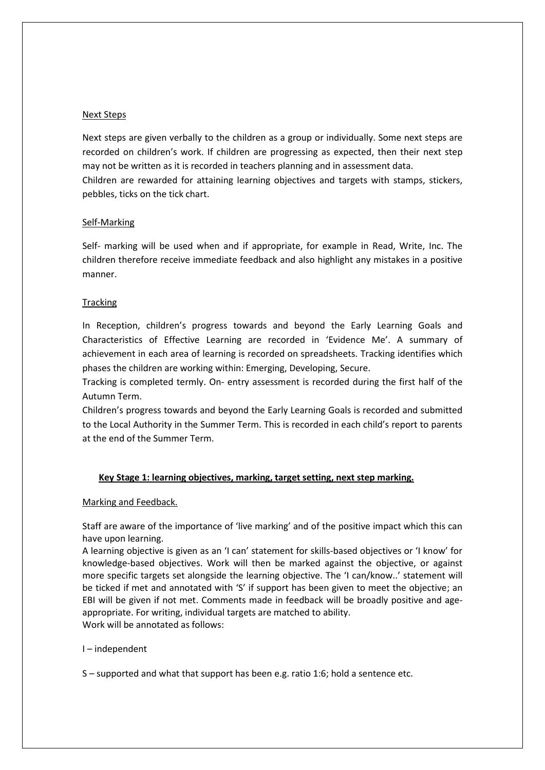Next Steps

Next steps are given verbally to the children as a group or individually. Some next steps are recorded on children's work. If children are progressing as expected, then their next step may not be written as it is recorded in teachers planning and in assessment data.
Children are rewarded for attaining learning objectives and targets with stamps, stickers, pebbles, ticks on the tick chart.

Self-Marking

Self- marking will be used when and if appropriate, for example in Read, Write, Inc. The children therefore receive immediate feedback and also highlight any mistakes in a positive manner.

Tracking

In Reception, children's progress towards and beyond the Early Learning Goals and Characteristics of Effective Learning are recorded in 'Evidence Me'. A summary of achievement in each area of learning is recorded on spreadsheets. Tracking identifies which phases the children are working within: Emerging, Developing, Secure.
Tracking is completed termly. On- entry assessment is recorded during the first half of the Autumn Term.
Children's progress towards and beyond the Early Learning Goals is recorded and submitted to the Local Authority in the Summer Term. This is recorded in each child's report to parents at the end of the Summer Term.

## Key Stage 1: learning objectives, marking, target setting, next step marking.

Marking and Feedback.

Staff are aware of the importance of 'live marking' and of the positive impact which this can have upon learning.
A learning objective is given as an 'I can' statement for skills-based objectives or 'I know' for knowledge-based objectives. Work will then be marked against the objective, or against more specific targets set alongside the learning objective. The 'I can/know..' statement will be ticked if met and annotated with 'S' if support has been given to meet the objective; an EBI will be given if not met. Comments made in feedback will be broadly positive and age-appropriate. For writing, individual targets are matched to ability.
Work will be annotated as follows:

I – independent

S – supported and what that support has been e.g. ratio 1:6; hold a sentence etc.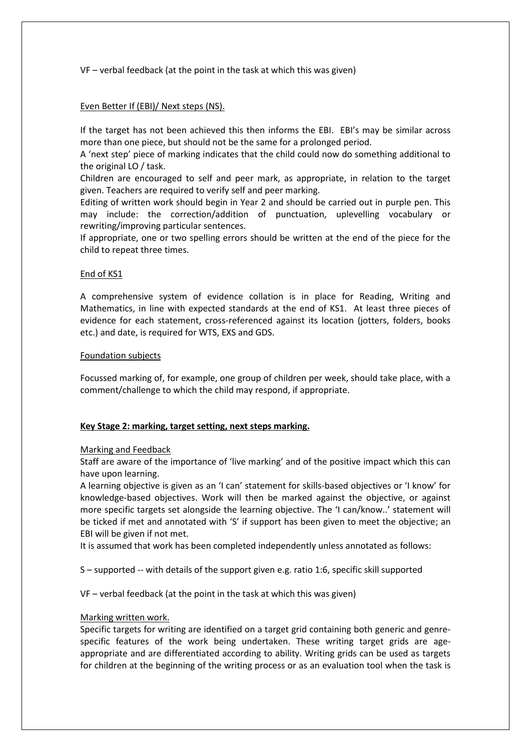VF – verbal feedback (at the point in the task at which this was given)

Even Better If (EBI)/ Next steps (NS).

If the target has not been achieved this then informs the EBI. EBI's may be similar across more than one piece, but should not be the same for a prolonged period.

A 'next step' piece of marking indicates that the child could now do something additional to the original LO / task.

Children are encouraged to self and peer mark, as appropriate, in relation to the target given. Teachers are required to verify self and peer marking.

Editing of written work should begin in Year 2 and should be carried out in purple pen. This may include: the correction/addition of punctuation, uplevelling vocabulary or rewriting/improving particular sentences.

If appropriate, one or two spelling errors should be written at the end of the piece for the child to repeat three times.

End of KS1

A comprehensive system of evidence collation is in place for Reading, Writing and Mathematics, in line with expected standards at the end of KS1. At least three pieces of evidence for each statement, cross-referenced against its location (jotters, folders, books etc.) and date, is required for WTS, EXS and GDS.

Foundation subjects

Focussed marking of, for example, one group of children per week, should take place, with a comment/challenge to which the child may respond, if appropriate.

**Key Stage 2: marking, target setting, next steps marking.**

Marking and Feedback

Staff are aware of the importance of 'live marking' and of the positive impact which this can have upon learning.

A learning objective is given as an 'I can' statement for skills-based objectives or 'I know' for knowledge-based objectives. Work will then be marked against the objective, or against more specific targets set alongside the learning objective. The 'I can/know..' statement will be ticked if met and annotated with 'S' if support has been given to meet the objective; an EBI will be given if not met.

It is assumed that work has been completed independently unless annotated as follows:

S – supported -- with details of the support given e.g. ratio 1:6, specific skill supported

VF – verbal feedback (at the point in the task at which this was given)

Marking written work.

Specific targets for writing are identified on a target grid containing both generic and genre-specific features of the work being undertaken. These writing target grids are age-appropriate and are differentiated according to ability. Writing grids can be used as targets for children at the beginning of the writing process or as an evaluation tool when the task is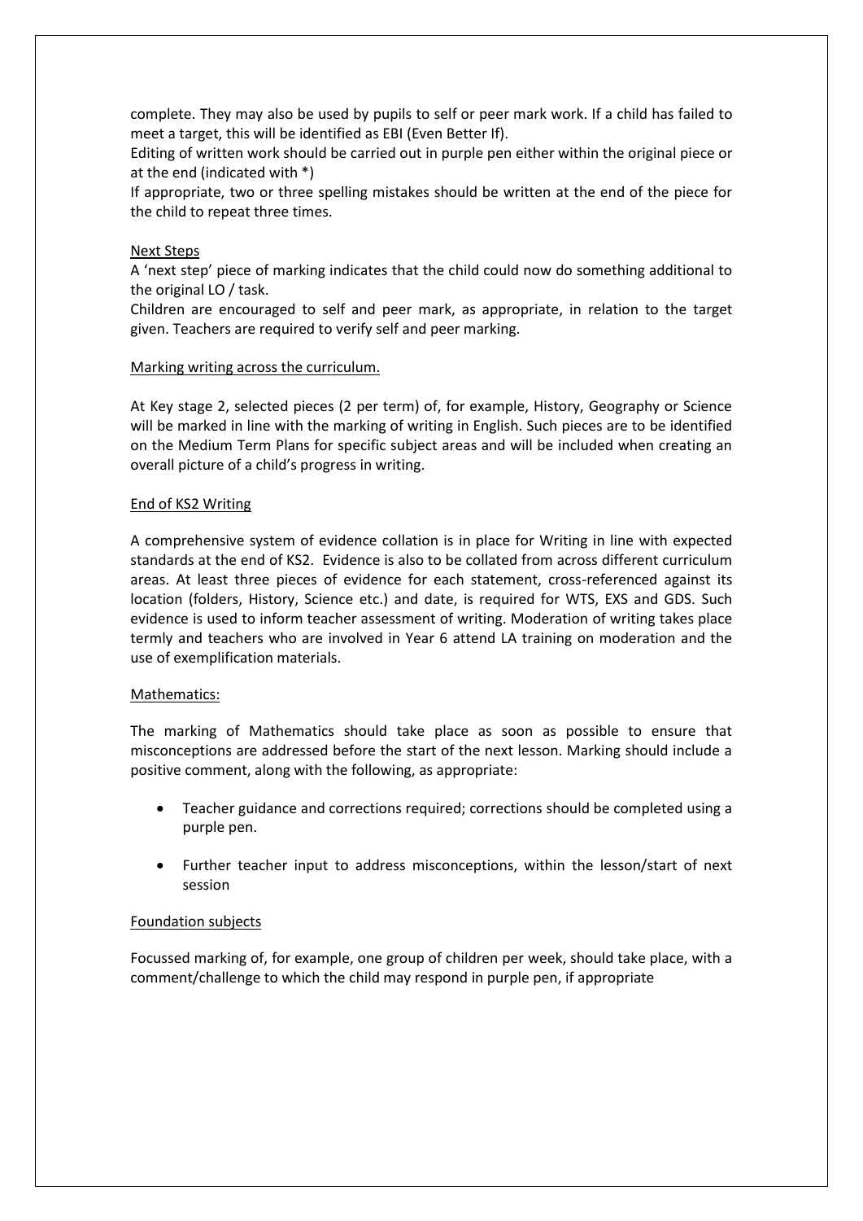complete. They may also be used by pupils to self or peer mark work. If a child has failed to meet a target, this will be identified as EBI (Even Better If).

Editing of written work should be carried out in purple pen either within the original piece or at the end (indicated with *)

If appropriate, two or three spelling mistakes should be written at the end of the piece for the child to repeat three times.

<u>Next Steps</u>

A 'next step' piece of marking indicates that the child could now do something additional to the original LO / task.

Children are encouraged to self and peer mark, as appropriate, in relation to the target given. Teachers are required to verify self and peer marking.

<u>Marking writing across the curriculum.</u>

At Key stage 2, selected pieces (2 per term) of, for example, History, Geography or Science will be marked in line with the marking of writing in English. Such pieces are to be identified on the Medium Term Plans for specific subject areas and will be included when creating an overall picture of a child's progress in writing.

<u>End of KS2 Writing</u>

A comprehensive system of evidence collation is in place for Writing in line with expected standards at the end of KS2. Evidence is also to be collated from across different curriculum areas. At least three pieces of evidence for each statement, cross-referenced against its location (folders, History, Science etc.) and date, is required for WTS, EXS and GDS. Such evidence is used to inform teacher assessment of writing. Moderation of writing takes place termly and teachers who are involved in Year 6 attend LA training on moderation and the use of exemplification materials.

<u>Mathematics:</u>

The marking of Mathematics should take place as soon as possible to ensure that misconceptions are addressed before the start of the next lesson. Marking should include a positive comment, along with the following, as appropriate:

- Teacher guidance and corrections required; corrections should be completed using a purple pen.
- Further teacher input to address misconceptions, within the lesson/start of next session

<u>Foundation subjects</u>

Focussed marking of, for example, one group of children per week, should take place, with a comment/challenge to which the child may respond in purple pen, if appropriate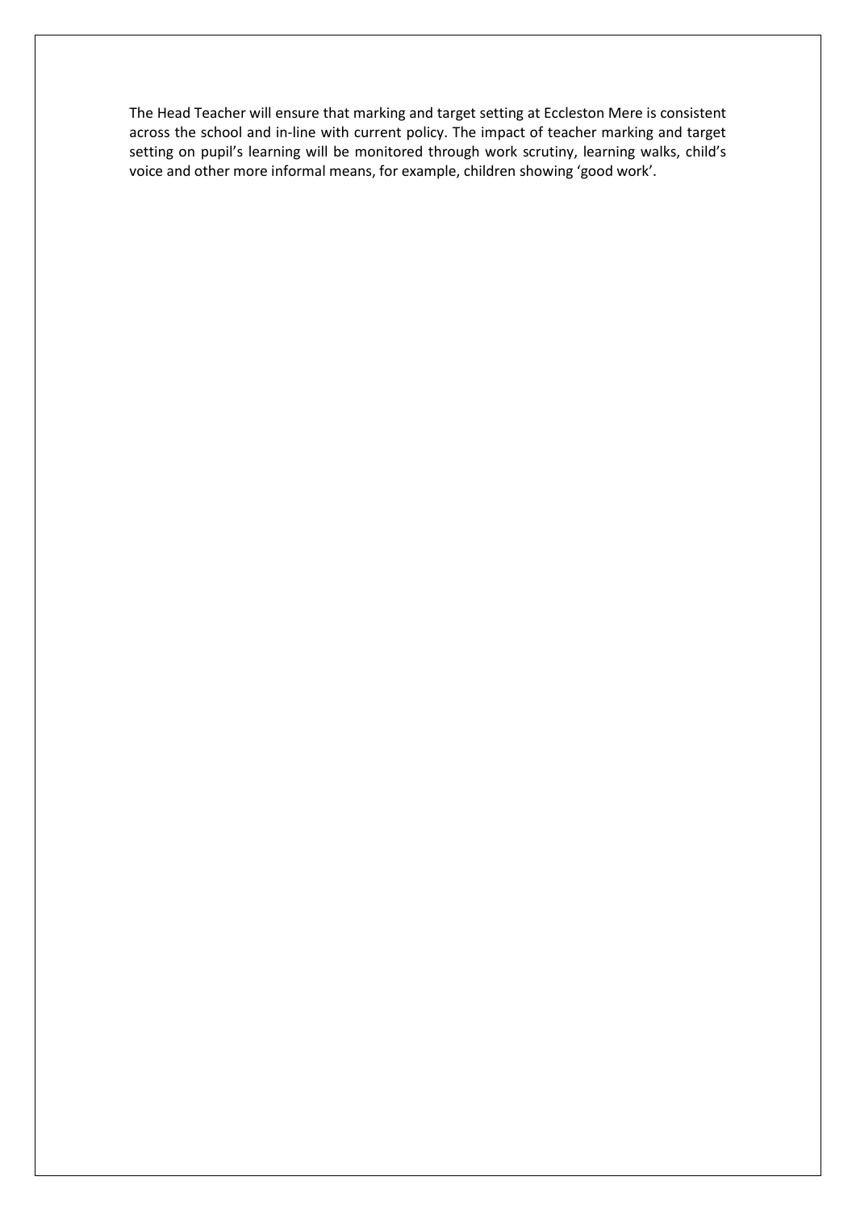The Head Teacher will ensure that marking and target setting at Eccleston Mere is consistent across the school and in-line with current policy. The impact of teacher marking and target setting on pupil's learning will be monitored through work scrutiny, learning walks, child's voice and other more informal means, for example, children showing 'good work'.